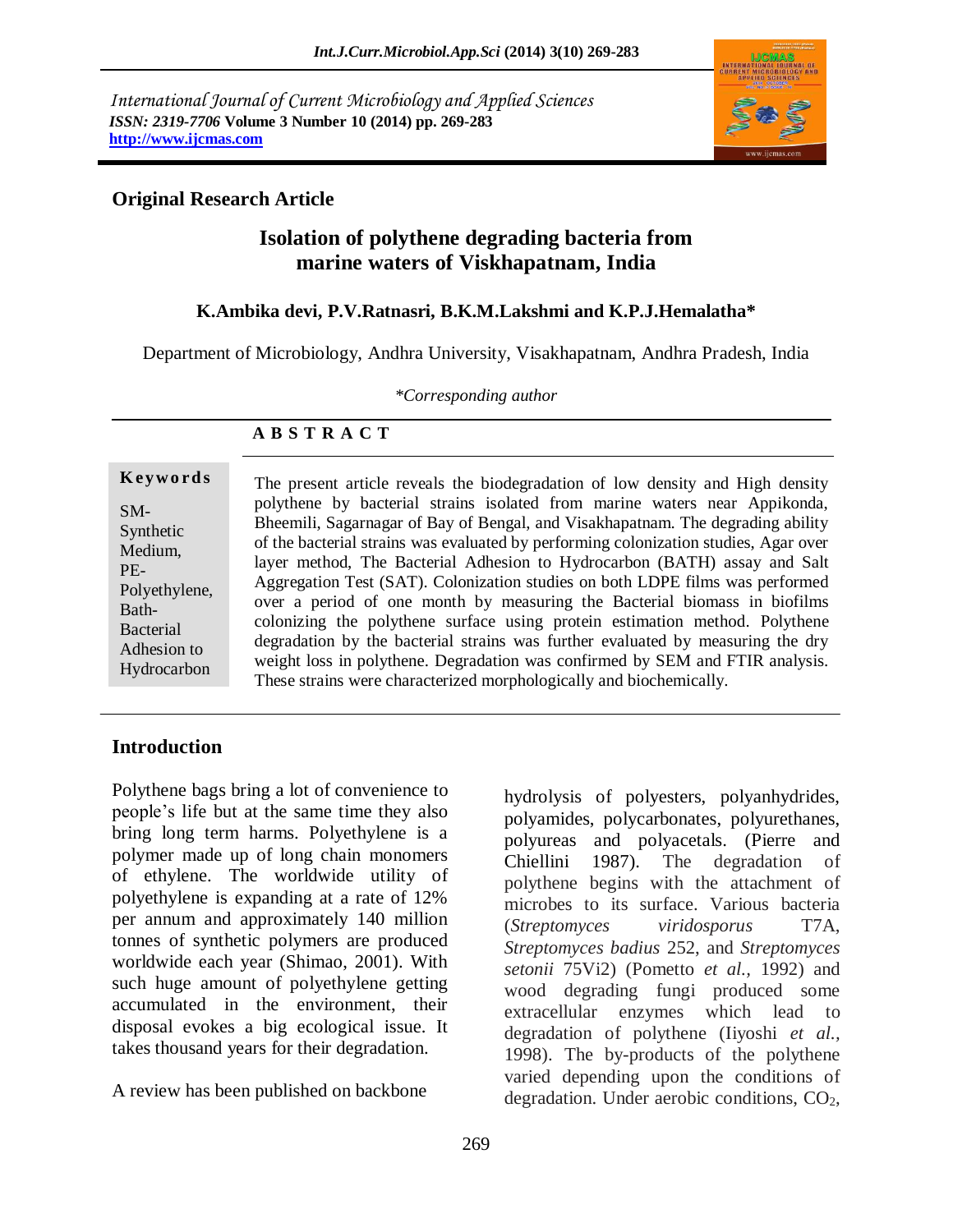International Journal of Current Microbiology and Applied Sciences
*ISSN: 2319-7706* **Volume 3 Number 10 (2014) pp. 269-283**
**http://www.ijcmas.com**

## Original Research Article

# Isolation of polythene degrading bacteria from marine waters of Viskhapatnam, India

**K.Ambika devi, P.V.Ratnasri, B.K.M.Lakshmi and K.P.J.Hemalatha***

Department of Microbiology, Andhra University, Visakhapatnam, Andhra Pradesh, India

*\*Corresponding author*

**A B S T R A C T**

**Keywords**

SM-Synthetic Medium, PE-Polyethylene, Bath-Bacterial Adhesion to Hydrocarbon

The present article reveals the biodegradation of low density and High density polythene by bacterial strains isolated from marine waters near Appikonda, Bheemili, Sagarnagar of Bay of Bengal, and Visakhapatnam. The degrading ability of the bacterial strains was evaluated by performing colonization studies, Agar over layer method, The Bacterial Adhesion to Hydrocarbon (BATH) assay and Salt Aggregation Test (SAT). Colonization studies on both LDPE films was performed over a period of one month by measuring the Bacterial biomass in biofilms colonizing the polythene surface using protein estimation method. Polythene degradation by the bacterial strains was further evaluated by measuring the dry weight loss in polythene. Degradation was confirmed by SEM and FTIR analysis. These strains were characterized morphologically and biochemically.

## Introduction

Polythene bags bring a lot of convenience to people's life but at the same time they also bring long term harms. Polyethylene is a polymer made up of long chain monomers of ethylene. The worldwide utility of polyethylene is expanding at a rate of 12% per annum and approximately 140 million tonnes of synthetic polymers are produced worldwide each year (Shimao, 2001). With such huge amount of polyethylene getting accumulated in the environment, their disposal evokes a big ecological issue. It takes thousand years for their degradation.

A review has been published on backbone hydrolysis of polyesters, polyanhydrides, polyamides, polycarbonates, polyurethanes, polyureas and polyacetals. (Pierre and Chiellini 1987). The degradation of polythene begins with the attachment of microbes to its surface. Various bacteria (*Streptomyces viridosporus* T7A, *Streptomyces badius* 252, and *Streptomyces setonii* 75Vi2) (Pometto *et al.*, 1992) and wood degrading fungi produced some extracellular enzymes which lead to degradation of polythene (Iiyoshi *et al.*, 1998). The by-products of the polythene varied depending upon the conditions of degradation. Under aerobic conditions, $CO_2$,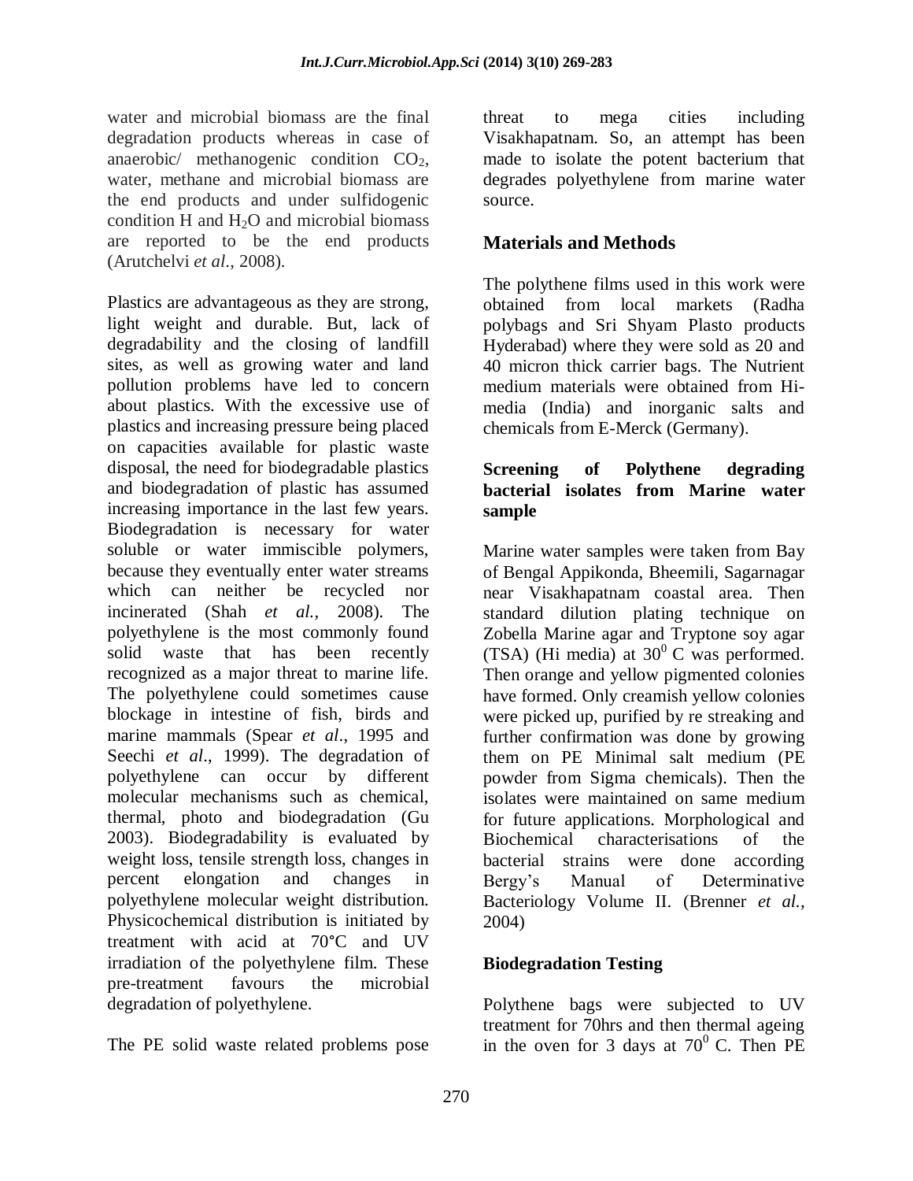water and microbial biomass are the final degradation products whereas in case of anaerobic/ methanogenic condition $CO_2$, water, methane and microbial biomass are the end products and under sulfidogenic condition H and $H_2O$ and microbial biomass are reported to be the end products (Arutchelvi *et al*., 2008).

Plastics are advantageous as they are strong, light weight and durable. But, lack of degradability and the closing of landfill sites, as well as growing water and land pollution problems have led to concern about plastics. With the excessive use of plastics and increasing pressure being placed on capacities available for plastic waste disposal, the need for biodegradable plastics and biodegradation of plastic has assumed increasing importance in the last few years. Biodegradation is necessary for water soluble or water immiscible polymers, because they eventually enter water streams which can neither be recycled nor incinerated (Shah *et al.,* 2008). The polyethylene is the most commonly found solid waste that has been recently recognized as a major threat to marine life. The polyethylene could sometimes cause blockage in intestine of fish, birds and marine mammals (Spear *et al*., 1995 and Seechi *et al*., 1999). The degradation of polyethylene can occur by different molecular mechanisms such as chemical, thermal, photo and biodegradation (Gu 2003). Biodegradability is evaluated by weight loss, tensile strength loss, changes in percent elongation and changes in polyethylene molecular weight distribution. Physicochemical distribution is initiated by treatment with acid at 70°C and UV irradiation of the polyethylene film. These pre-treatment favours the microbial degradation of polyethylene.

The PE solid waste related problems pose threat to mega cities including Visakhapatnam. So, an attempt has been made to isolate the potent bacterium that degrades polyethylene from marine water source.

## Materials and Methods

The polythene films used in this work were obtained from local markets (Radha polybags and Sri Shyam Plasto products Hyderabad) where they were sold as 20 and 40 micron thick carrier bags. The Nutrient medium materials were obtained from Hi-media (India) and inorganic salts and chemicals from E-Merck (Germany).

### Screening of Polythene degrading bacterial isolates from Marine water sample

Marine water samples were taken from Bay of Bengal Appikonda, Bheemili, Sagarnagar near Visakhapatnam coastal area. Then standard dilution plating technique on Zobella Marine agar and Tryptone soy agar (TSA) (Hi media) at $30^0$ C was performed. Then orange and yellow pigmented colonies have formed. Only creamish yellow colonies were picked up, purified by re streaking and further confirmation was done by growing them on PE Minimal salt medium (PE powder from Sigma chemicals). Then the isolates were maintained on same medium for future applications. Morphological and Biochemical characterisations of the bacterial strains were done according Bergy's Manual of Determinative Bacteriology Volume II. (Brenner *et al.*, 2004)

### Biodegradation Testing

Polythene bags were subjected to UV treatment for 70hrs and then thermal ageing in the oven for 3 days at $70^0$ C. Then PE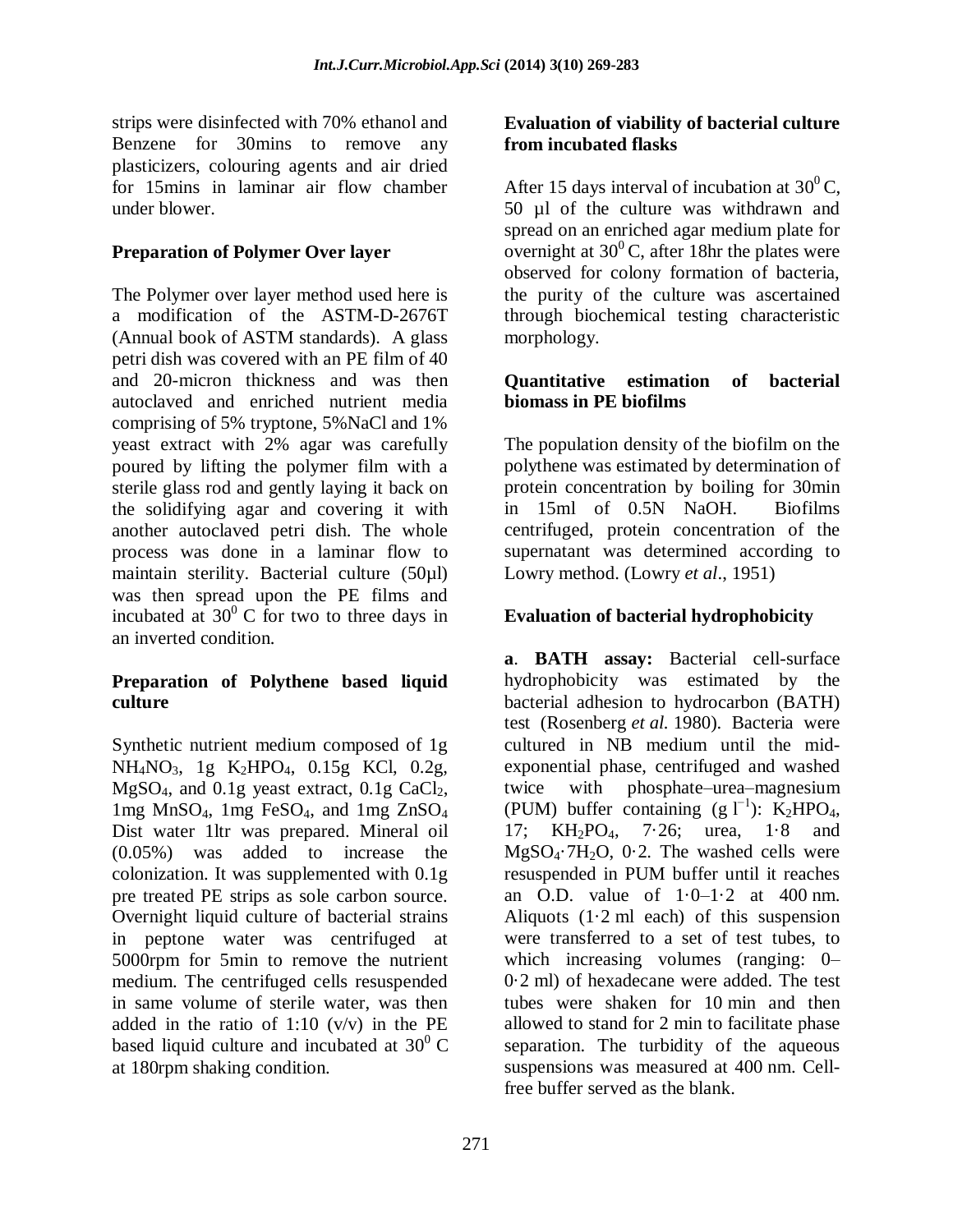strips were disinfected with 70% ethanol and Benzene for 30mins to remove any plasticizers, colouring agents and air dried for 15mins in laminar air flow chamber under blower.

**Preparation of Polymer Over layer**

The Polymer over layer method used here is a modification of the ASTM-D-2676T (Annual book of ASTM standards). A glass petri dish was covered with an PE film of 40 and 20-micron thickness and was then autoclaved and enriched nutrient media comprising of 5% tryptone, 5%NaCl and 1% yeast extract with 2% agar was carefully poured by lifting the polymer film with a sterile glass rod and gently laying it back on the solidifying agar and covering it with another autoclaved petri dish. The whole process was done in a laminar flow to maintain sterility. Bacterial culture (50µl) was then spread upon the PE films and incubated at $30^0$ C for two to three days in an inverted condition.

**Preparation of Polythene based liquid culture**

Synthetic nutrient medium composed of 1g $NH_4NO_3$, 1g $K_2HPO_4$, 0.15g KCl, 0.2g, $MgSO_4$, and 0.1g yeast extract, 0.1g $CaCl_2$, 1mg $MnSO_4$, 1mg $FeSO_4$, and 1mg $ZnSO_4$ Dist water 1ltr was prepared. Mineral oil (0.05%) was added to increase the colonization. It was supplemented with 0.1g pre treated PE strips as sole carbon source. Overnight liquid culture of bacterial strains in peptone water was centrifuged at 5000rpm for 5min to remove the nutrient medium. The centrifuged cells resuspended in same volume of sterile water, was then added in the ratio of 1:10 (v/v) in the PE based liquid culture and incubated at $30^0$ C at 180rpm shaking condition.

**Evaluation of viability of bacterial culture from incubated flasks**

After 15 days interval of incubation at $30^0$ C, 50 µl of the culture was withdrawn and spread on an enriched agar medium plate for overnight at $30^0$ C, after 18hr the plates were observed for colony formation of bacteria, the purity of the culture was ascertained through biochemical testing characteristic morphology.

**Quantitative estimation of bacterial biomass in PE biofilms**

The population density of the biofilm on the polythene was estimated by determination of protein concentration by boiling for 30min in 15ml of 0.5N NaOH. Biofilms centrifuged, protein concentration of the supernatant was determined according to Lowry method. (Lowry *et al*., 1951)

**Evaluation of bacterial hydrophobicity**

**a**. **BATH assay:** Bacterial cell-surface hydrophobicity was estimated by the bacterial adhesion to hydrocarbon (BATH) test (Rosenberg *et al.* 1980). Bacteria were cultured in NB medium until the mid-exponential phase, centrifuged and washed twice with phosphate–urea–magnesium (PUM) buffer containing (g $l^{-1}$): $K_2HPO_4$, 17; $KH_2PO_4$, 7·26; urea, 1·8 and $MgSO_4 \cdot 7H_2O$, 0·2. The washed cells were resuspended in PUM buffer until it reaches an O.D. value of 1·0–1·2 at 400 nm. Aliquots (1·2 ml each) of this suspension were transferred to a set of test tubes, to which increasing volumes (ranging: 0–0·2 ml) of hexadecane were added. The test tubes were shaken for 10 min and then allowed to stand for 2 min to facilitate phase separation. The turbidity of the aqueous suspensions was measured at 400 nm. Cell-free buffer served as the blank.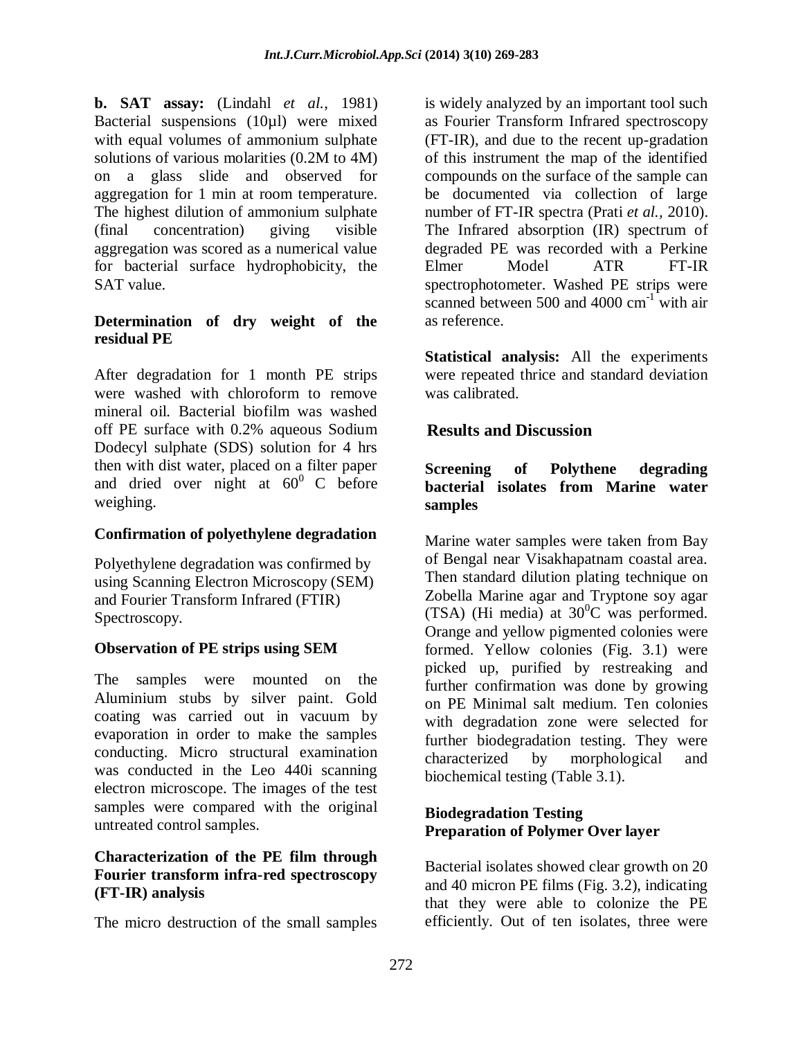**b. SAT assay:** (Lindahl *et al.*, 1981) Bacterial suspensions (10µl) were mixed with equal volumes of ammonium sulphate solutions of various molarities (0.2M to 4M) on a glass slide and observed for aggregation for 1 min at room temperature. The highest dilution of ammonium sulphate (final concentration) giving visible aggregation was scored as a numerical value for bacterial surface hydrophobicity, the SAT value.

### Determination of dry weight of the residual PE

After degradation for 1 month PE strips were washed with chloroform to remove mineral oil. Bacterial biofilm was washed off PE surface with 0.2% aqueous Sodium Dodecyl sulphate (SDS) solution for 4 hrs then with dist water, placed on a filter paper and dried over night at $60^0$ C before weighing.

### Confirmation of polyethylene degradation

Polyethylene degradation was confirmed by using Scanning Electron Microscopy (SEM) and Fourier Transform Infrared (FTIR) Spectroscopy.

### Observation of PE strips using SEM

The samples were mounted on the Aluminium stubs by silver paint. Gold coating was carried out in vacuum by evaporation in order to make the samples conducting. Micro structural examination was conducted in the Leo 440i scanning electron microscope. The images of the test samples were compared with the original untreated control samples.

### Characterization of the PE film through Fourier transform infra-red spectroscopy (FT-IR) analysis

The micro destruction of the small samples is widely analyzed by an important tool such as Fourier Transform Infrared spectroscopy (FT-IR), and due to the recent up-gradation of this instrument the map of the identified compounds on the surface of the sample can be documented via collection of large number of FT-IR spectra (Prati *et al.*, 2010). The Infrared absorption (IR) spectrum of degraded PE was recorded with a Perkine Elmer Model ATR FT-IR spectrophotometer. Washed PE strips were scanned between 500 and 4000 $cm^{-1}$ with air as reference.

**Statistical analysis:** All the experiments were repeated thrice and standard deviation was calibrated.

## Results and Discussion

### Screening of Polythene degrading bacterial isolates from Marine water samples

Marine water samples were taken from Bay of Bengal near Visakhapatnam coastal area. Then standard dilution plating technique on Zobella Marine agar and Tryptone soy agar (TSA) (Hi media) at $30^0$C was performed. Orange and yellow pigmented colonies were formed. Yellow colonies (Fig. 3.1) were picked up, purified by restreaking and further confirmation was done by growing on PE Minimal salt medium. Ten colonies with degradation zone were selected for further biodegradation testing. They were characterized by morphological and biochemical testing (Table 3.1).

### Biodegradation Testing
### Preparation of Polymer Over layer

Bacterial isolates showed clear growth on 20 and 40 micron PE films (Fig. 3.2), indicating that they were able to colonize the PE efficiently. Out of ten isolates, three were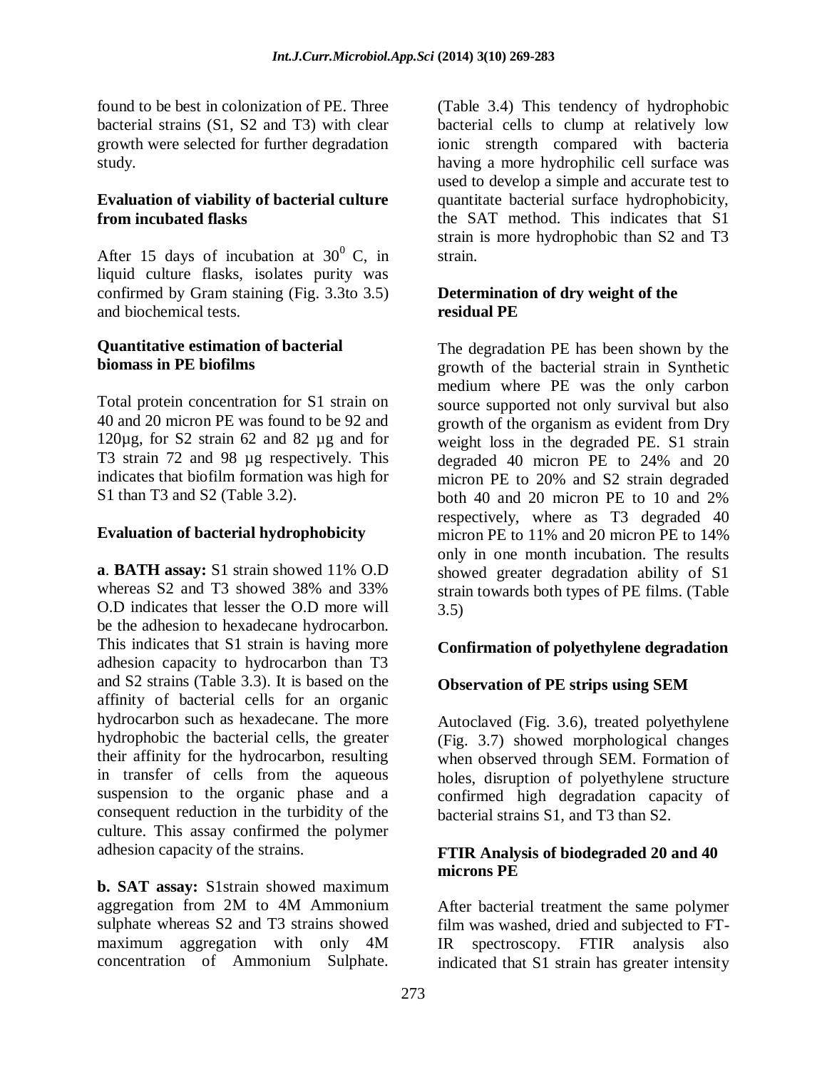found to be best in colonization of PE. Three bacterial strains (S1, S2 and T3) with clear growth were selected for further degradation study.

### Evaluation of viability of bacterial culture from incubated flasks

After 15 days of incubation at $30^0$ C, in liquid culture flasks, isolates purity was confirmed by Gram staining (Fig. 3.3to 3.5) and biochemical tests.

### Quantitative estimation of bacterial biomass in PE biofilms

Total protein concentration for S1 strain on 40 and 20 micron PE was found to be 92 and 120µg, for S2 strain 62 and 82 µg and for T3 strain 72 and 98 µg respectively. This indicates that biofilm formation was high for S1 than T3 and S2 (Table 3.2).

### Evaluation of bacterial hydrophobicity

**a**. **BATH assay:** S1 strain showed 11% O.D whereas S2 and T3 showed 38% and 33% O.D indicates that lesser the O.D more will be the adhesion to hexadecane hydrocarbon. This indicates that S1 strain is having more adhesion capacity to hydrocarbon than T3 and S2 strains (Table 3.3). It is based on the affinity of bacterial cells for an organic hydrocarbon such as hexadecane. The more hydrophobic the bacterial cells, the greater their affinity for the hydrocarbon, resulting in transfer of cells from the aqueous suspension to the organic phase and a consequent reduction in the turbidity of the culture. This assay confirmed the polymer adhesion capacity of the strains.

**b. SAT assay:** S1strain showed maximum aggregation from 2M to 4M Ammonium sulphate whereas S2 and T3 strains showed maximum aggregation with only 4M concentration of Ammonium Sulphate. (Table 3.4) This tendency of hydrophobic bacterial cells to clump at relatively low ionic strength compared with bacteria having a more hydrophilic cell surface was used to develop a simple and accurate test to quantitate bacterial surface hydrophobicity, the SAT method. This indicates that S1 strain is more hydrophobic than S2 and T3 strain.

### Determination of dry weight of the residual PE

The degradation PE has been shown by the growth of the bacterial strain in Synthetic medium where PE was the only carbon source supported not only survival but also growth of the organism as evident from Dry weight loss in the degraded PE. S1 strain degraded 40 micron PE to 24% and 20 micron PE to 20% and S2 strain degraded both 40 and 20 micron PE to 10 and 2% respectively, where as T3 degraded 40 micron PE to 11% and 20 micron PE to 14% only in one month incubation. The results showed greater degradation ability of S1 strain towards both types of PE films. (Table 3.5)

### Confirmation of polyethylene degradation

### Observation of PE strips using SEM

Autoclaved (Fig. 3.6), treated polyethylene (Fig. 3.7) showed morphological changes when observed through SEM. Formation of holes, disruption of polyethylene structure confirmed high degradation capacity of bacterial strains S1, and T3 than S2.

### FTIR Analysis of biodegraded 20 and 40 microns PE

After bacterial treatment the same polymer film was washed, dried and subjected to FT-IR spectroscopy. FTIR analysis also indicated that S1 strain has greater intensity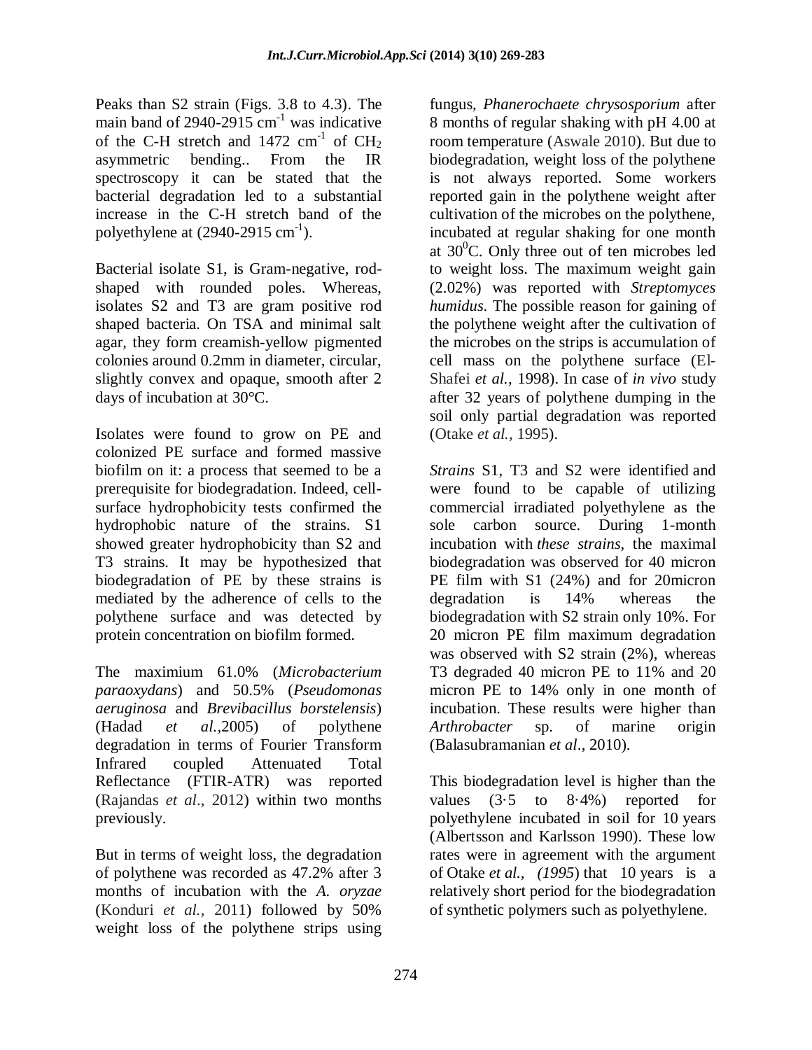Peaks than S2 strain (Figs. 3.8 to 4.3). The main band of 2940-2915 $cm^{-1}$ was indicative of the C-H stretch and 1472 $cm^{-1}$ of $CH_2$ asymmetric bending.. From the IR spectroscopy it can be stated that the bacterial degradation led to a substantial increase in the C-H stretch band of the polyethylene at (2940-2915 $cm^{-1}$).

Bacterial isolate S1, is Gram-negative, rod-shaped with rounded poles. Whereas, isolates S2 and T3 are gram positive rod shaped bacteria. On TSA and minimal salt agar, they form creamish-yellow pigmented colonies around 0.2mm in diameter, circular, slightly convex and opaque, smooth after 2 days of incubation at 30°C.

Isolates were found to grow on PE and colonized PE surface and formed massive biofilm on it: a process that seemed to be a prerequisite for biodegradation. Indeed, cell-surface hydrophobicity tests confirmed the hydrophobic nature of the strains. S1 showed greater hydrophobicity than S2 and T3 strains. It may be hypothesized that biodegradation of PE by these strains is mediated by the adherence of cells to the polythene surface and was detected by protein concentration on biofilm formed.

The maximium 61.0% (*Microbacterium paraoxydans*) and 50.5% (*Pseudomonas aeruginosa* and *Brevibacillus borstelensis*) (Hadad *et al.*,2005) of polythene degradation in terms of Fourier Transform Infrared coupled Attenuated Total Reflectance (FTIR-ATR) was reported (Rajandas *et al*., 2012) within two months previously.

But in terms of weight loss, the degradation of polythene was recorded as 47.2% after 3 months of incubation with the *A. oryzae* (Konduri *et al.,* 2011) followed by 50% weight loss of the polythene strips using fungus, *Phanerochaete chrysosporium* after 8 months of regular shaking with pH 4.00 at room temperature (Aswale 2010). But due to biodegradation, weight loss of the polythene is not always reported. Some workers reported gain in the polythene weight after cultivation of the microbes on the polythene, incubated at regular shaking for one month at $30^0$C. Only three out of ten microbes led to weight loss. The maximum weight gain (2.02%) was reported with *Streptomyces humidus*. The possible reason for gaining of the polythene weight after the cultivation of the microbes on the strips is accumulation of cell mass on the polythene surface (El-Shafei *et al.,* 1998). In case of *in vivo* study after 32 years of polythene dumping in the soil only partial degradation was reported (Otake *et al.,* 1995).

*Strains* S1, T3 and S2 were identified and were found to be capable of utilizing commercial irradiated polyethylene as the sole carbon source. During 1-month incubation with *these strains*, the maximal biodegradation was observed for 40 micron PE film with S1 (24%) and for 20micron degradation is 14% whereas the biodegradation with S2 strain only 10%. For 20 micron PE film maximum degradation was observed with S2 strain (2%), whereas T3 degraded 40 micron PE to 11% and 20 micron PE to 14% only in one month of incubation. These results were higher than *Arthrobacter* sp. of marine origin (Balasubramanian *et al*., 2010).

This biodegradation level is higher than the values (3·5 to 8·4%) reported for polyethylene incubated in soil for 10 years (Albertsson and Karlsson 1990). These low rates were in agreement with the argument of Otake *et al.*, *(1995*) that 10 years is a relatively short period for the biodegradation of synthetic polymers such as polyethylene.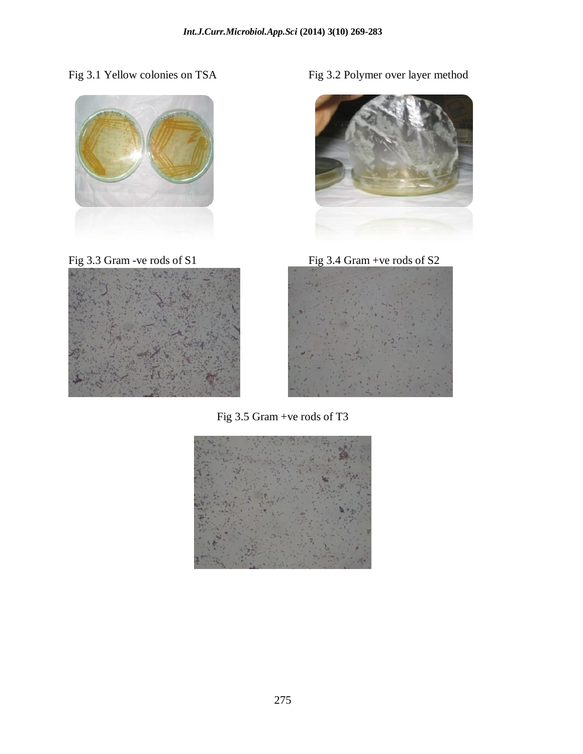Fig 3.1 Yellow colonies on TSA

Fig 3.2 Polymer over layer method

Fig 3.3 Gram -ve rods of S1

Fig 3.4 Gram +ve rods of S2

Fig 3.5 Gram +ve rods of T3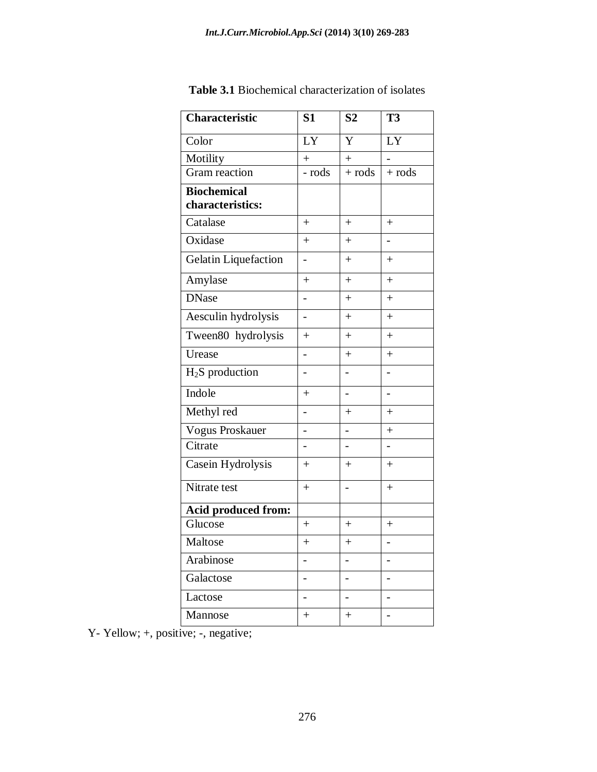**Table 3.1** Biochemical characterization of isolates

| Characteristic | S1 | S2 | T3 |
|---|---|---|---|
| Color | LY | Y | LY |
| Motility | + | + | - |
| Gram reaction | - rods | + rods | + rods |
| **Biochemical characteristics:** | | | |
| Catalase | + | + | + |
| Oxidase | + | + | - |
| Gelatin Liquefaction | - | + | + |
| Amylase | + | + | + |
| DNase | - | + | + |
| Aesculin hydrolysis | - | + | + |
| Tween80 hydrolysis | + | + | + |
| Urease | - | + | + |
| $H_2S$ production | - | - | - |
| Indole | + | - | - |
| Methyl red | - | + | + |
| Vogus Proskauer | - | - | + |
| Citrate | - | - | - |
| Casein Hydrolysis | + | + | + |
| Nitrate test | + | - | + |
| **Acid produced from:** | | | |
| Glucose | + | + | + |
| Maltose | + | + | - |
| Arabinose | - | - | - |
| Galactose | - | - | - |
| Lactose | - | - | - |
| Mannose | + | + | - |

Y- Yellow; +, positive; -, negative;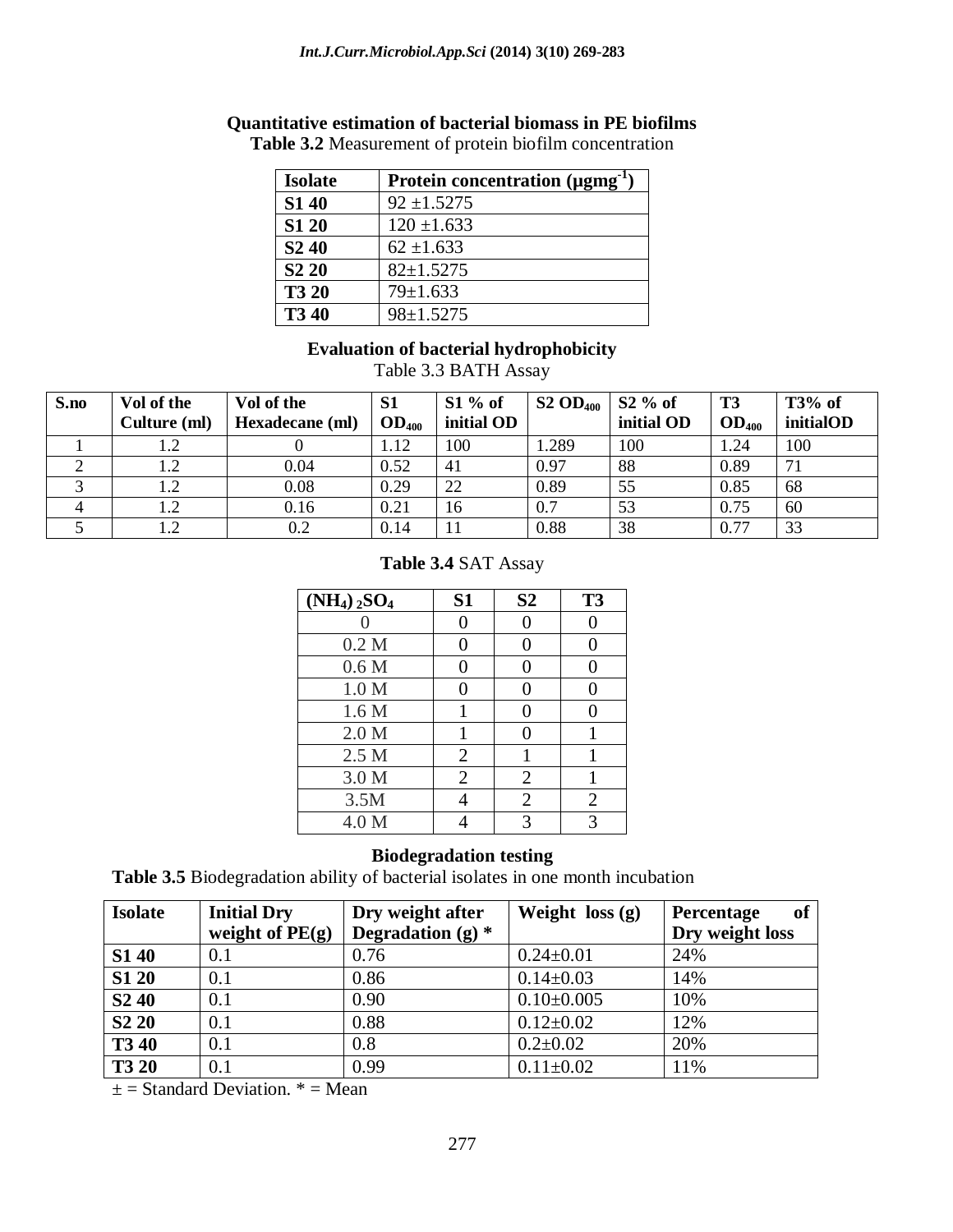### Quantitative estimation of bacterial biomass in PE biofilms

**Table 3.2** Measurement of protein biofilm concentration

| Isolate | Protein concentration ($\mu gmg^{-1}$) |
|---|---|
| **S1 40** | 92 ±1.5275 |
| **S1 20** | 120 ±1.633 |
| **S2 40** | 62 ±1.633 |
| **S2 20** | 82±1.5275 |
| **T3 20** | 79±1.633 |
| **T3 40** | 98±1.5275 |

### Evaluation of bacterial hydrophobicity

Table 3.3 BATH Assay

| S.no | Vol of the Culture (ml) | Vol of the Hexadecane (ml) | S1 $OD_{400}$ | S1 % of initial OD | S2 $OD_{400}$ | S2 % of initial OD | T3 $OD_{400}$ | T3% of initialOD |
|---|---|---|---|---|---|---|---|---|
| 1 | 1.2 | 0 | 1.12 | 100 | 1.289 | 100 | 1.24 | 100 |
| 2 | 1.2 | 0.04 | 0.52 | 41 | 0.97 | 88 | 0.89 | 71 |
| 3 | 1.2 | 0.08 | 0.29 | 22 | 0.89 | 55 | 0.85 | 68 |
| 4 | 1.2 | 0.16 | 0.21 | 16 | 0.7 | 53 | 0.75 | 60 |
| 5 | 1.2 | 0.2 | 0.14 | 11 | 0.88 | 38 | 0.77 | 33 |

**Table 3.4** SAT Assay

| $(NH_4)_2SO_4$ | S1 | S2 | T3 |
|---|---|---|---|
| 0 | 0 | 0 | 0 |
| 0.2 M | 0 | 0 | 0 |
| 0.6 M | 0 | 0 | 0 |
| 1.0 M | 0 | 0 | 0 |
| 1.6 M | 1 | 0 | 0 |
| 2.0 M | 1 | 0 | 1 |
| 2.5 M | 2 | 1 | 1 |
| 3.0 M | 2 | 2 | 1 |
| 3.5M | 4 | 2 | 2 |
| 4.0 M | 4 | 3 | 3 |

### Biodegradation testing

**Table 3.5** Biodegradation ability of bacterial isolates in one month incubation

| Isolate | Initial Dry weight of PE(g) | Dry weight after Degradation (g) * | Weight loss (g) | Percentage of Dry weight loss |
|---|---|---|---|---|
| **S1 40** | 0.1 | 0.76 | 0.24±0.01 | 24% |
| **S1 20** | 0.1 | 0.86 | 0.14±0.03 | 14% |
| **S2 40** | 0.1 | 0.90 | 0.10±0.005 | 10% |
| **S2 20** | 0.1 | 0.88 | 0.12±0.02 | 12% |
| **T3 40** | 0.1 | 0.8 | 0.2±0.02 | 20% |
| **T3 20** | 0.1 | 0.99 | 0.11±0.02 | 11% |

± = Standard Deviation. * = Mean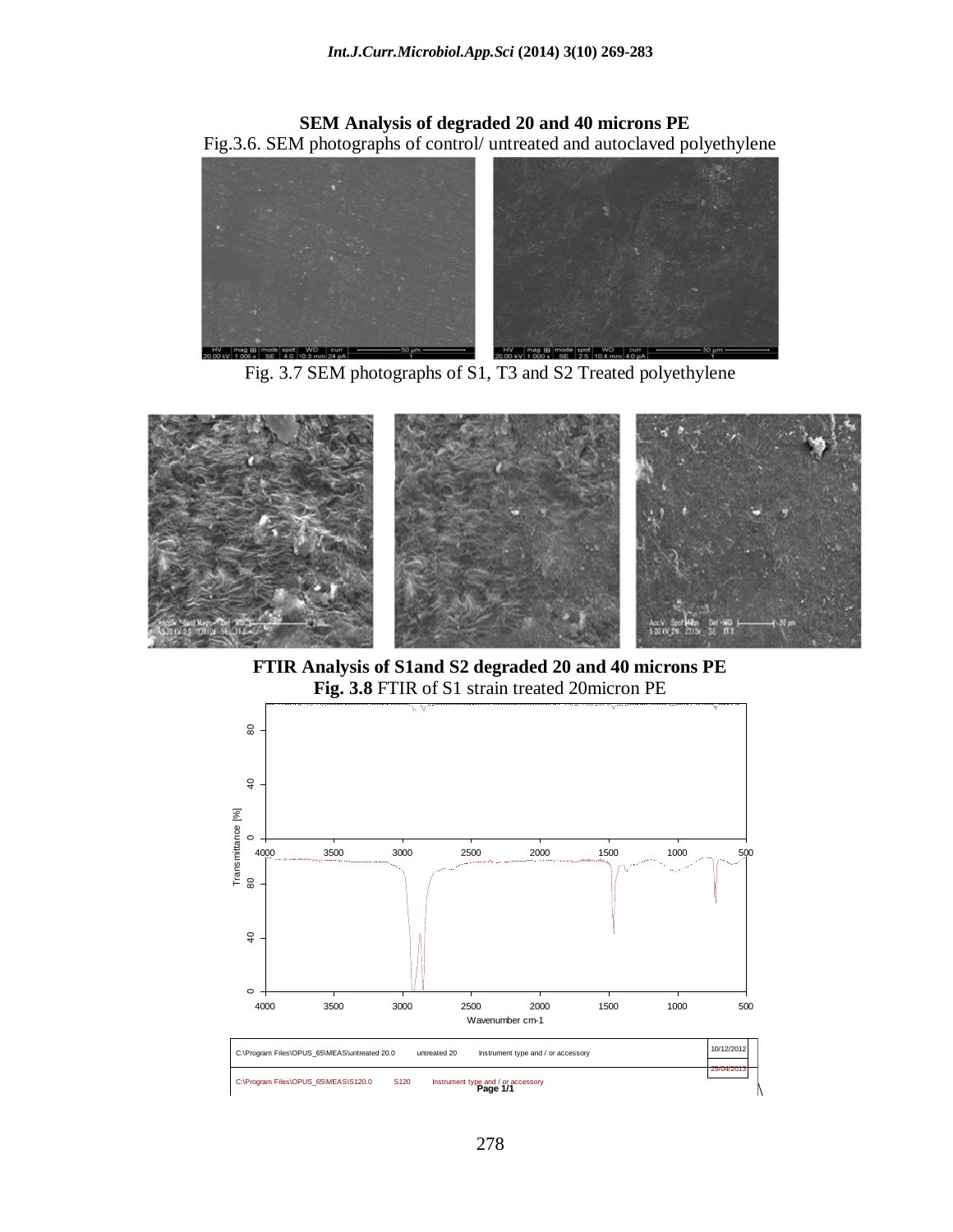**SEM Analysis of degraded 20 and 40 microns PE**

Fig.3.6. SEM photographs of control/ untreated and autoclaved polyethylene

Fig. 3.7 SEM photographs of S1, T3 and S2 Treated polyethylene

**FTIR Analysis of S1and S2 degraded 20 and 40 microns PE**

**Fig. 3.8** FTIR of S1 strain treated 20micron PE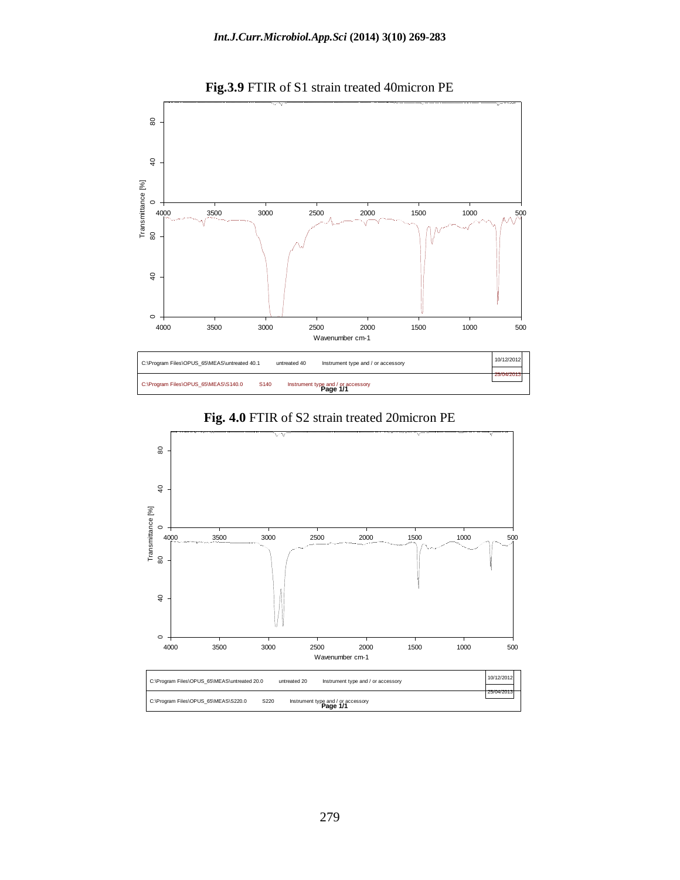**Fig.3.9** FTIR of S1 strain treated 40micron PE

| C:\Program Files\OPUS_65\MEAS\untreated 40.1 | untreated 40 | Instrument type and / or accessory | 10/12/2012 |
| --- | --- | --- | --- |
| C:\Program Files\OPUS_65\MEAS\S140.0 | S140 | Instrument type and / or accessory | 25/04/2013 |

**Fig. 4.0** FTIR of S2 strain treated 20micron PE

| C:\Program Files\OPUS_65\MEAS\untreated 20.0 | untreated 20 | Instrument type and / or accessory | 10/12/2012 |
| --- | --- | --- | --- |
| C:\Program Files\OPUS_65\MEAS\S220.0 | S220 | Instrument type and / or accessory | 25/04/2013 |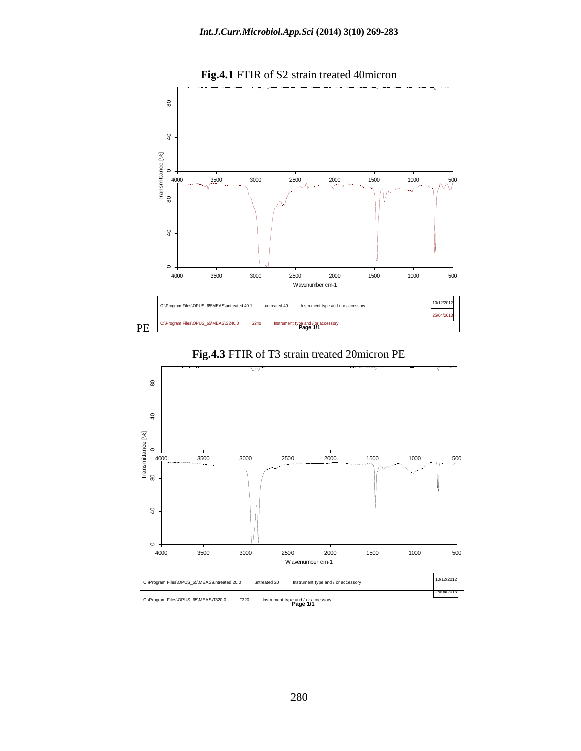**Fig.4.1** FTIR of S2 strain treated 40micron PE

| C:\Program Files\OPUS_65\MEAS\untreated 40.1 | untreated 40 | Instrument type and / or accessory | 10/12/2012 |
|---|---|---|---|
| C:\Program Files\OPUS_65\MEAS\S240.0 | S240 | Instrument type and / or accessory | 25/04/2013 |

Page 1/1

**Fig.4.3** FTIR of T3 strain treated 20micron PE

| C:\Program Files\OPUS_65\MEAS\untreated 20.0 | untreated 20 | Instrument type and / or accessory | 10/12/2012 |
|---|---|---|---|
| C:\Program Files\OPUS_65\MEAS\T320.0 | T320 | Instrument type and / or accessory | 25/04/2013 |

Page 1/1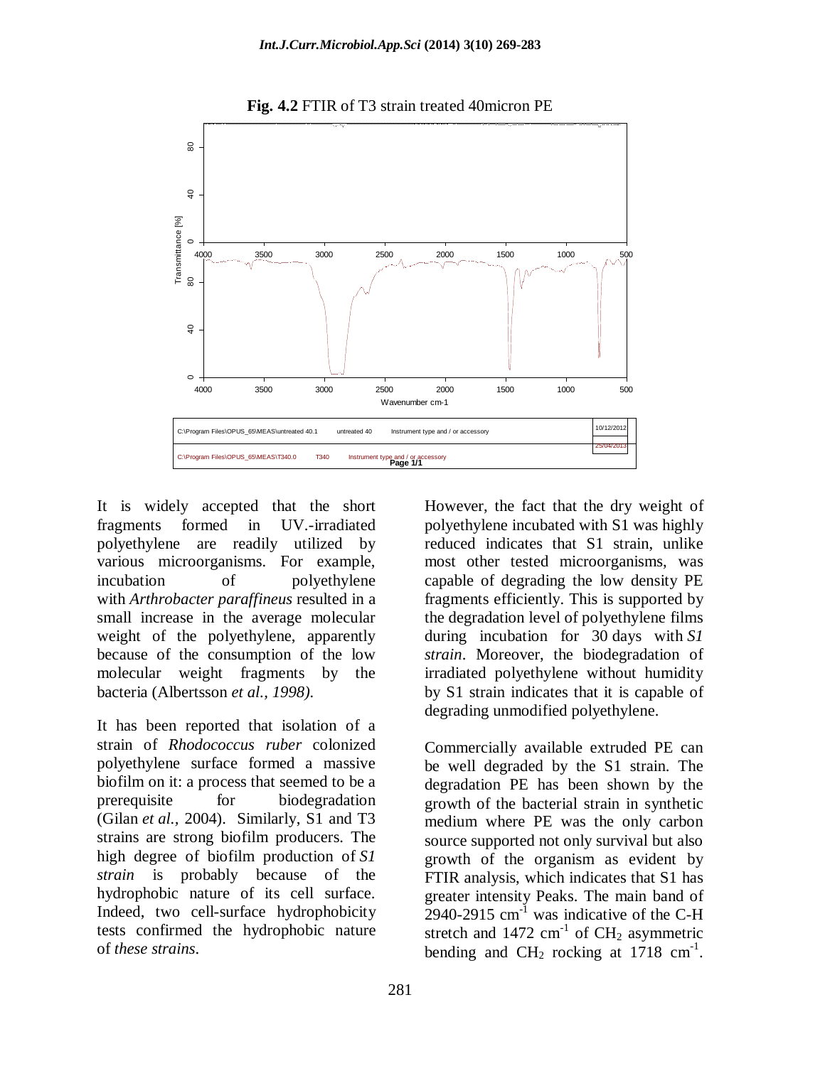**Fig. 4.2** FTIR of T3 strain treated 40micron PE

It is widely accepted that the short fragments formed in UV.-irradiated polyethylene are readily utilized by various microorganisms. For example, incubation of polyethylene with *Arthrobacter paraffineus* resulted in a small increase in the average molecular weight of the polyethylene, apparently because of the consumption of the low molecular weight fragments by the bacteria (Albertsson *et al., 1998).*

It has been reported that isolation of a strain of *Rhodococcus ruber* colonized polyethylene surface formed a massive biofilm on it: a process that seemed to be a prerequisite for biodegradation (Gilan *et al.,* 2004). Similarly, S1 and T3 strains are strong biofilm producers. The high degree of biofilm production of *S1 strain* is probably because of the hydrophobic nature of its cell surface. Indeed, two cell-surface hydrophobicity tests confirmed the hydrophobic nature of *these strains*.

However, the fact that the dry weight of polyethylene incubated with S1 was highly reduced indicates that S1 strain, unlike most other tested microorganisms, was capable of degrading the low density PE fragments efficiently. This is supported by the degradation level of polyethylene films during incubation for 30 days with *S1 strain*. Moreover, the biodegradation of irradiated polyethylene without humidity by S1 strain indicates that it is capable of degrading unmodified polyethylene.

Commercially available extruded PE can be well degraded by the S1 strain. The degradation PE has been shown by the growth of the bacterial strain in synthetic medium where PE was the only carbon source supported not only survival but also growth of the organism as evident by FTIR analysis, which indicates that S1 has greater intensity Peaks. The main band of 2940-2915 $cm^{-1}$ was indicative of the C-H stretch and 1472 $cm^{-1}$ of $CH_2$ asymmetric bending and $CH_2$ rocking at 1718 $cm^{-1}$.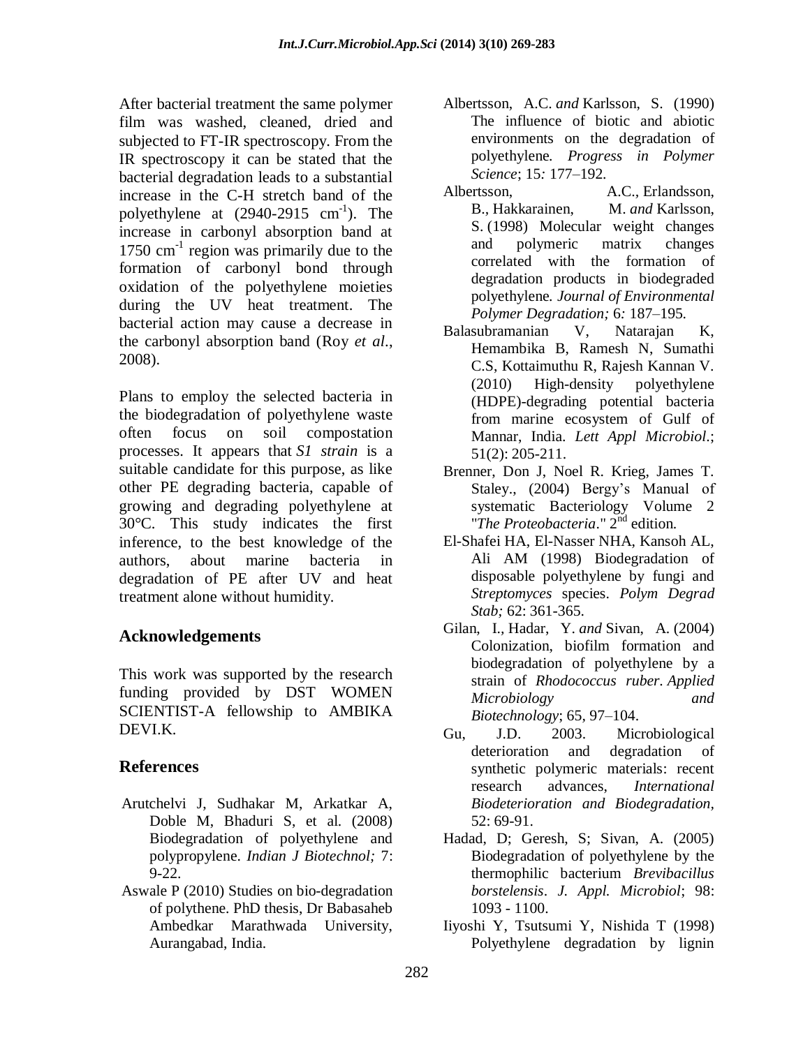After bacterial treatment the same polymer film was washed, cleaned, dried and subjected to FT-IR spectroscopy. From the IR spectroscopy it can be stated that the bacterial degradation leads to a substantial increase in the C-H stretch band of the polyethylene at (2940-2915 $cm^{-1}$). The increase in carbonyl absorption band at 1750 $cm^{-1}$ region was primarily due to the formation of carbonyl bond through oxidation of the polyethylene moieties during the UV heat treatment. The bacterial action may cause a decrease in the carbonyl absorption band (Roy *et al*., 2008).

Plans to employ the selected bacteria in the biodegradation of polyethylene waste often focus on soil compostation processes. It appears that *S1 strain* is a suitable candidate for this purpose, as like other PE degrading bacteria, capable of growing and degrading polyethylene at 30°C. This study indicates the first inference, to the best knowledge of the authors, about marine bacteria in degradation of PE after UV and heat treatment alone without humidity.

## Acknowledgements

This work was supported by the research funding provided by DST WOMEN SCIENTIST-A fellowship to AMBIKA DEVI.K.

## References

Arutchelvi J, Sudhakar M, Arkatkar A, Doble M, Bhaduri S, et al. (2008) Biodegradation of polyethylene and polypropylene. *Indian J Biotechnol;* 7: 9-22.

Aswale P (2010) Studies on bio-degradation of polythene. PhD thesis, Dr Babasaheb Ambedkar Marathwada University, Aurangabad, India.

Albertsson, A.C. *and* Karlsson, S. (1990) The influence of biotic and abiotic environments on the degradation of polyethylene. *Progress in Polymer Science*; 15*:* 177–192.

Albertsson, A.C., Erlandsson, B., Hakkarainen, M. *and* Karlsson, S. (1998) Molecular weight changes and polymeric matrix changes correlated with the formation of degradation products in biodegraded polyethylene. *Journal of Environmental Polymer Degradation;* 6*:* 187–195.

Balasubramanian V, Natarajan K, Hemambika B, Ramesh N, Sumathi C.S, Kottaimuthu R, Rajesh Kannan V. (2010) High-density polyethylene (HDPE)-degrading potential bacteria from marine ecosystem of Gulf of Mannar, India. *Lett Appl Microbiol.*; 51(2): 205-211.

Brenner, Don J, Noel R. Krieg, James T. Staley., (2004) Bergy's Manual of systematic Bacteriology Volume 2 "*The Proteobacteria*." 2nd edition.

El-Shafei HA, El-Nasser NHA, Kansoh AL, Ali AM (1998) Biodegradation of disposable polyethylene by fungi and *Streptomyces* species. *Polym Degrad Stab;* 62: 361-365.

Gilan, I., Hadar, Y. *and* Sivan, A. (2004) Colonization, biofilm formation and biodegradation of polyethylene by a strain of *Rhodococcus ruber*. *Applied Microbiology and Biotechnology*; 65, 97–104.

Gu, J.D. 2003. Microbiological deterioration and degradation of synthetic polymeric materials: recent research advances, *International Biodeterioration and Biodegradation,* 52: 69-91.

Hadad, D; Geresh, S; Sivan, A. (2005) Biodegradation of polyethylene by the thermophilic bacterium *Brevibacillus borstelensis*. *J. Appl. Microbiol*; 98: 1093 - 1100.

Iiyoshi Y, Tsutsumi Y, Nishida T (1998) Polyethylene degradation by lignin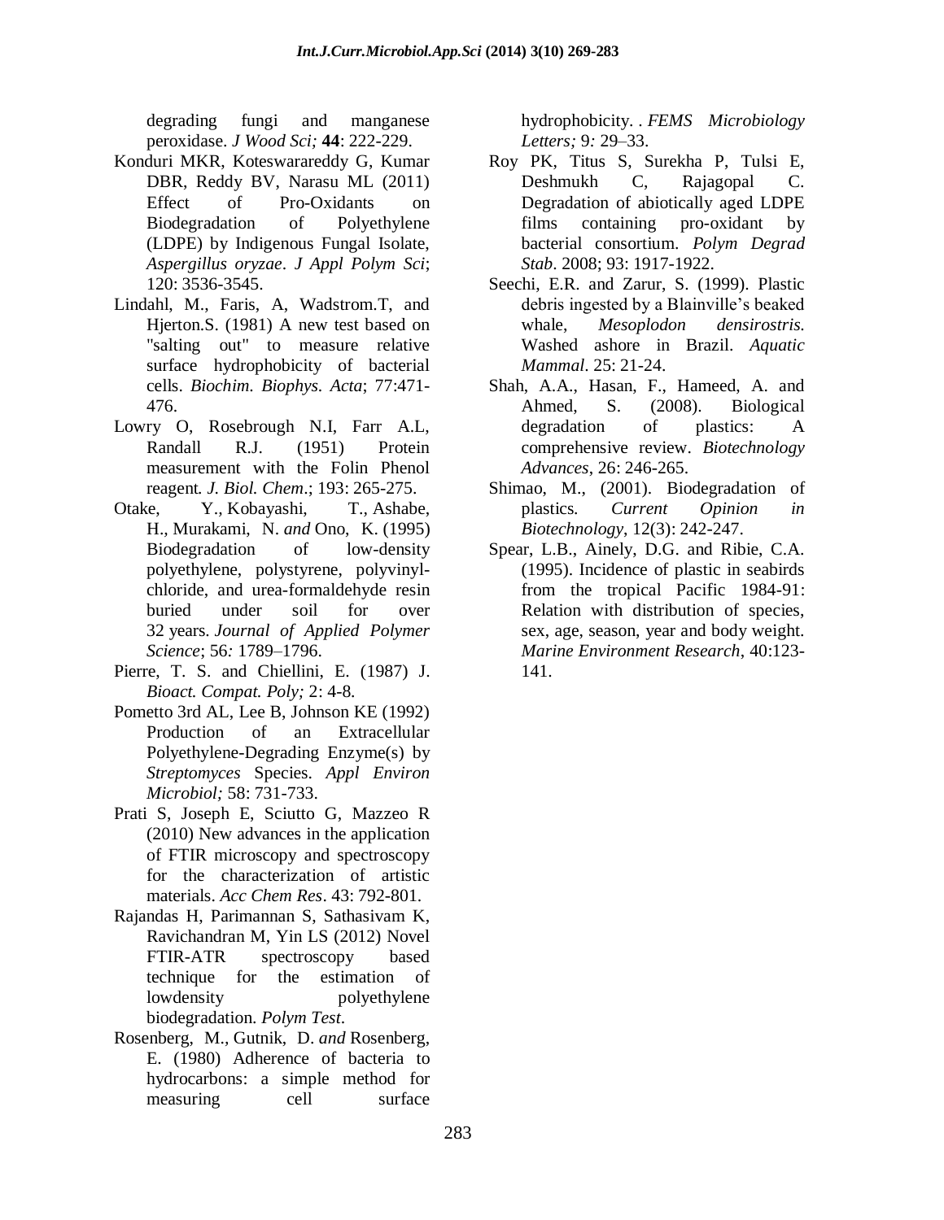degrading fungi and manganese peroxidase. *J Wood Sci;* **44**: 222-229.

Konduri MKR, Koteswarareddy G, Kumar DBR, Reddy BV, Narasu ML (2011) Effect of Pro-Oxidants on Biodegradation of Polyethylene (LDPE) by Indigenous Fungal Isolate, *Aspergillus oryzae*. *J Appl Polym Sci*; 120: 3536-3545.

Lindahl, M., Faris, A, Wadstrom.T, and Hjerton.S. (1981) A new test based on "salting out" to measure relative surface hydrophobicity of bacterial cells. *Biochim. Biophys. Acta*; 77:471-476.

Lowry O, Rosebrough N.I, Farr A.L, Randall R.J. (1951) Protein measurement with the Folin Phenol reagent*. J. Biol. Chem*.; 193: 265-275.

Otake, Y., Kobayashi, T., Ashabe, H., Murakami, N. *and* Ono, K. (1995) Biodegradation of low-density polyethylene, polystyrene, polyvinyl-chloride, and urea-formaldehyde resin buried under soil for over 32 years. *Journal of Applied Polymer Science*; 56*:* 1789–1796.

Pierre, T. S. and Chiellini, E. (1987) J. *Bioact. Compat. Poly;* 2: 4-8.

Pometto 3rd AL, Lee B, Johnson KE (1992) Production of an Extracellular Polyethylene-Degrading Enzyme(s) by *Streptomyces* Species. *Appl Environ Microbiol;* 58: 731-733.

Prati S, Joseph E, Sciutto G, Mazzeo R (2010) New advances in the application of FTIR microscopy and spectroscopy for the characterization of artistic materials. *Acc Chem Res*. 43: 792-801.

Rajandas H, Parimannan S, Sathasivam K, Ravichandran M, Yin LS (2012) Novel FTIR-ATR spectroscopy based technique for the estimation of lowdensity polyethylene biodegradation. *Polym Test*.

Rosenberg, M., Gutnik, D. *and* Rosenberg, E. (1980) Adherence of bacteria to hydrocarbons: a simple method for measuring cell surface hydrophobicity. . *FEMS Microbiology Letters;* 9*:* 29–33.

Roy PK, Titus S, Surekha P, Tulsi E, Deshmukh C, Rajagopal C. Degradation of abiotically aged LDPE films containing pro-oxidant by bacterial consortium. *Polym Degrad Stab*. 2008; 93: 1917-1922.

Seechi, E.R. and Zarur, S. (1999). Plastic debris ingested by a Blainville's beaked whale, *Mesoplodon densirostris.* Washed ashore in Brazil. *Aquatic Mammal*. 25: 21-24.

Shah, A.A., Hasan, F., Hameed, A. and Ahmed, S. (2008). Biological degradation of plastics: A comprehensive review. *Biotechnology Advances*, 26: 246-265.

Shimao, M., (2001). Biodegradation of plastics*. Current Opinion in Biotechnology*, 12(3): 242-247.

Spear, L.B., Ainely, D.G. and Ribie, C.A. (1995). Incidence of plastic in seabirds from the tropical Pacific 1984-91: Relation with distribution of species, sex, age, season, year and body weight. *Marine Environment Research*, 40:123-141.